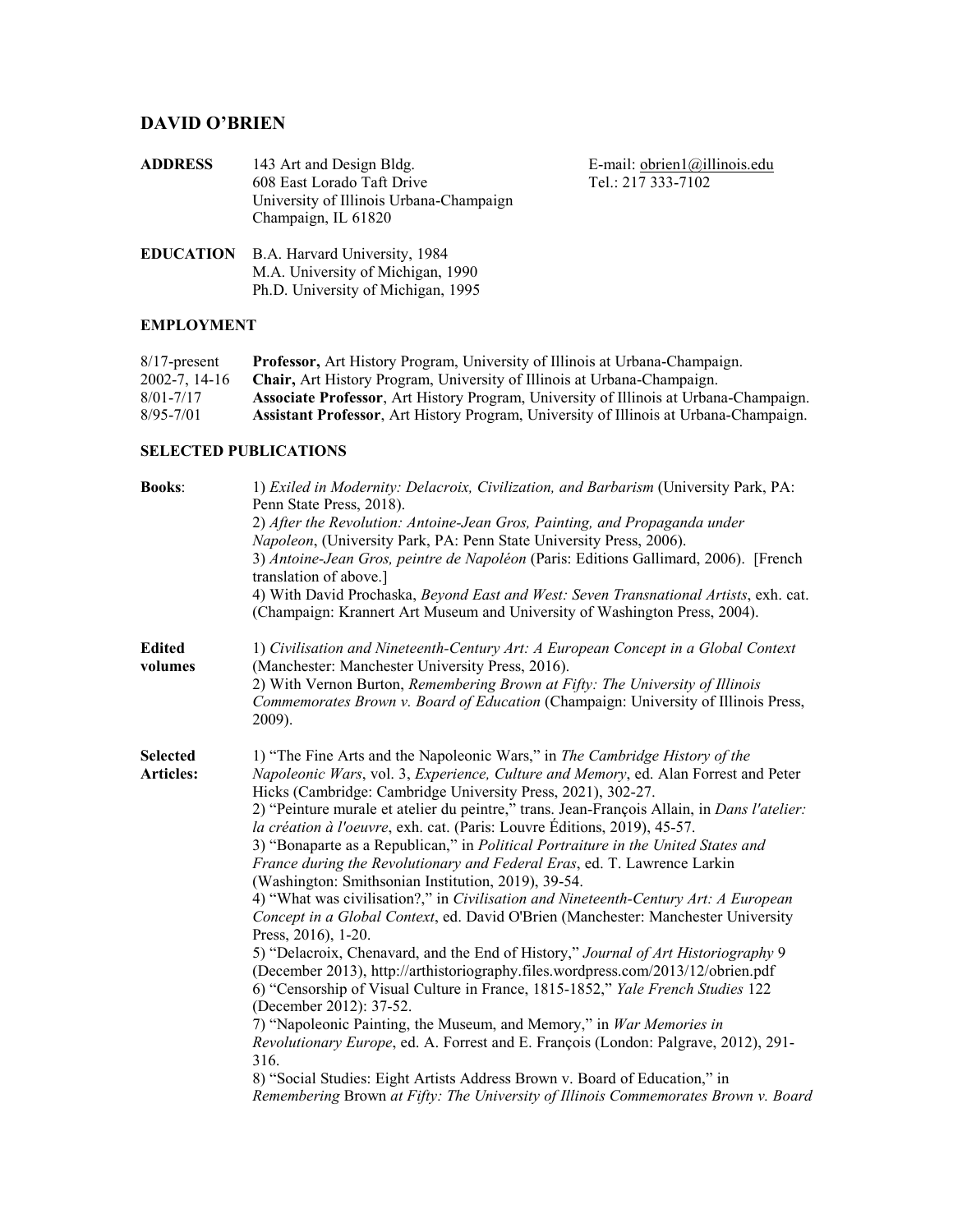# DAVID O'BRIEN

**ADDRESS** 143 Art and Design Bldg.
608 East Lorado Taft Drive
University of Illinois Urbana-Champaign
Champaign, IL 61820

E-mail: obrien1@illinois.edu
Tel.: 217 333-7102

**EDUCATION** B.A. Harvard University, 1984
M.A. University of Michigan, 1990
Ph.D. University of Michigan, 1995

## EMPLOYMENT

| | |
|---|---|
| 8/17-present | **Professor,** Art History Program, University of Illinois at Urbana-Champaign. |
| 2002-7, 14-16 | **Chair,** Art History Program, University of Illinois at Urbana-Champaign. |
| 8/01-7/17 | **Associate Professor**, Art History Program, University of Illinois at Urbana-Champaign. |
| 8/95-7/01 | **Assistant Professor**, Art History Program, University of Illinois at Urbana-Champaign. |

## SELECTED PUBLICATIONS

**Books**:

1) *Exiled in Modernity: Delacroix, Civilization, and Barbarism* (University Park, PA: Penn State Press, 2018).
2) *After the Revolution: Antoine-Jean Gros, Painting, and Propaganda under Napoleon*, (University Park, PA: Penn State University Press, 2006).
3) *Antoine-Jean Gros, peintre de Napoléon* (Paris: Editions Gallimard, 2006). [French translation of above.]
4) With David Prochaska, *Beyond East and West: Seven Transnational Artists*, exh. cat. (Champaign: Krannert Art Museum and University of Washington Press, 2004).

**Edited volumes**

1) *Civilisation and Nineteenth-Century Art: A European Concept in a Global Context* (Manchester: Manchester University Press, 2016).
2) With Vernon Burton, *Remembering Brown at Fifty: The University of Illinois Commemorates Brown v. Board of Education* (Champaign: University of Illinois Press, 2009).

**Selected Articles:**

1) "The Fine Arts and the Napoleonic Wars," in *The Cambridge History of the Napoleonic Wars*, vol. 3, *Experience, Culture and Memory*, ed. Alan Forrest and Peter Hicks (Cambridge: Cambridge University Press, 2021), 302-27.
2) "Peinture murale et atelier du peintre," trans. Jean-François Allain, in *Dans l'atelier: la création à l'oeuvre*, exh. cat. (Paris: Louvre Éditions, 2019), 45-57.
3) "Bonaparte as a Republican," in *Political Portraiture in the United States and France during the Revolutionary and Federal Eras*, ed. T. Lawrence Larkin (Washington: Smithsonian Institution, 2019), 39-54.
4) "What was civilisation?," in *Civilisation and Nineteenth-Century Art: A European Concept in a Global Context*, ed. David O'Brien (Manchester: Manchester University Press, 2016), 1-20.
5) "Delacroix, Chenavard, and the End of History," *Journal of Art Historiography* 9 (December 2013), http://arthistoriography.files.wordpress.com/2013/12/obrien.pdf
6) "Censorship of Visual Culture in France, 1815-1852," *Yale French Studies* 122 (December 2012): 37-52.
7) "Napoleonic Painting, the Museum, and Memory," in *War Memories in Revolutionary Europe*, ed. A. Forrest and E. François (London: Palgrave, 2012), 291-316.
8) "Social Studies: Eight Artists Address Brown v. Board of Education," in *Remembering* Brown *at Fifty: The University of Illinois Commemorates Brown v. Board*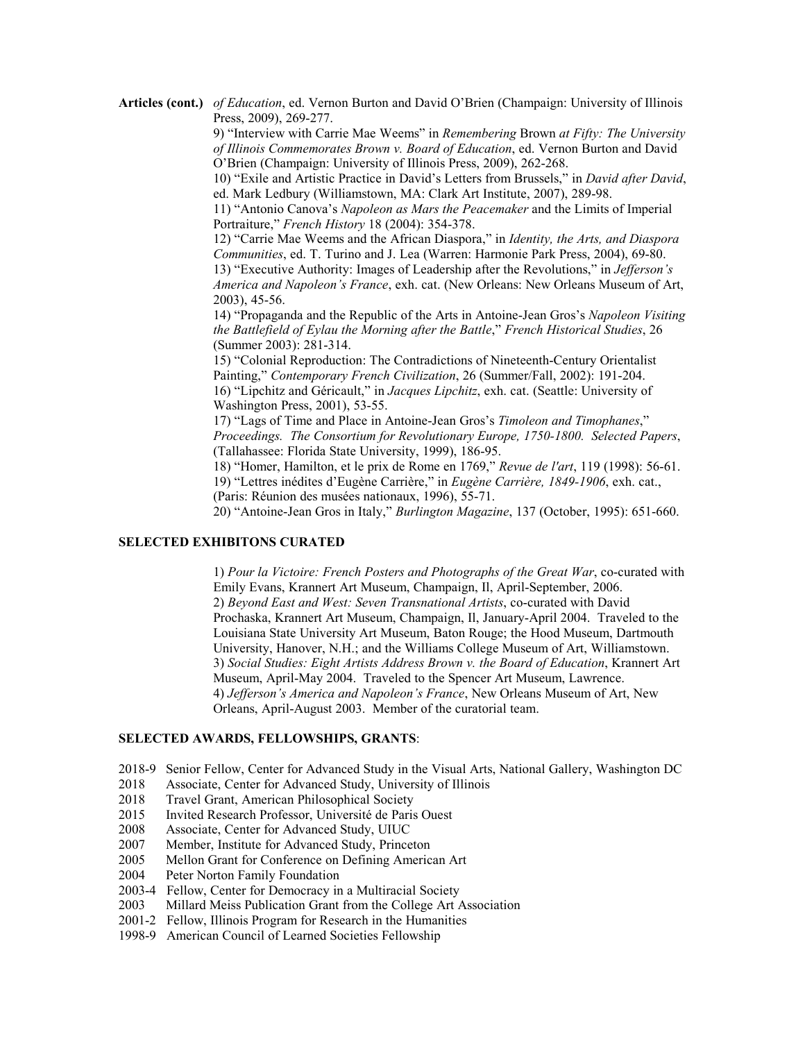**Articles (cont.)** *of Education*, ed. Vernon Burton and David O'Brien (Champaign: University of Illinois Press, 2009), 269-277.

9) "Interview with Carrie Mae Weems" in *Remembering* Brown *at Fifty: The University of Illinois Commemorates Brown v. Board of Education*, ed. Vernon Burton and David O'Brien (Champaign: University of Illinois Press, 2009), 262-268.

10) "Exile and Artistic Practice in David's Letters from Brussels," in *David after David*, ed. Mark Ledbury (Williamstown, MA: Clark Art Institute, 2007), 289-98.

11) "Antonio Canova's *Napoleon as Mars the Peacemaker* and the Limits of Imperial Portraiture," *French History* 18 (2004): 354-378.

12) "Carrie Mae Weems and the African Diaspora," in *Identity, the Arts, and Diaspora Communities*, ed. T. Turino and J. Lea (Warren: Harmonie Park Press, 2004), 69-80.

13) "Executive Authority: Images of Leadership after the Revolutions," in *Jefferson's America and Napoleon's France*, exh. cat. (New Orleans: New Orleans Museum of Art, 2003), 45-56.

14) "Propaganda and the Republic of the Arts in Antoine-Jean Gros's *Napoleon Visiting the Battlefield of Eylau the Morning after the Battle*," *French Historical Studies*, 26 (Summer 2003): 281-314.

15) "Colonial Reproduction: The Contradictions of Nineteenth-Century Orientalist Painting," *Contemporary French Civilization*, 26 (Summer/Fall, 2002): 191-204.

16) "Lipchitz and Géricault," in *Jacques Lipchitz*, exh. cat. (Seattle: University of Washington Press, 2001), 53-55.

17) "Lags of Time and Place in Antoine-Jean Gros's *Timoleon and Timophanes*," *Proceedings. The Consortium for Revolutionary Europe, 1750-1800. Selected Papers*, (Tallahassee: Florida State University, 1999), 186-95.

18) "Homer, Hamilton, et le prix de Rome en 1769," *Revue de l'art*, 119 (1998): 56-61.

19) "Lettres inédites d'Eugène Carrière," in *Eugène Carrière, 1849-1906*, exh. cat., (Paris: Réunion des musées nationaux, 1996), 55-71.

20) "Antoine-Jean Gros in Italy," *Burlington Magazine*, 137 (October, 1995): 651-660.

## SELECTED EXHIBITONS CURATED

1) *Pour la Victoire: French Posters and Photographs of the Great War*, co-curated with Emily Evans, Krannert Art Museum, Champaign, Il, April-September, 2006.

2) *Beyond East and West: Seven Transnational Artists*, co-curated with David Prochaska, Krannert Art Museum, Champaign, Il, January-April 2004. Traveled to the Louisiana State University Art Museum, Baton Rouge; the Hood Museum, Dartmouth University, Hanover, N.H.; and the Williams College Museum of Art, Williamstown.

3) *Social Studies: Eight Artists Address Brown v. the Board of Education*, Krannert Art Museum, April-May 2004. Traveled to the Spencer Art Museum, Lawrence.

4) *Jefferson's America and Napoleon's France*, New Orleans Museum of Art, New Orleans, April-August 2003. Member of the curatorial team.

## SELECTED AWARDS, FELLOWSHIPS, GRANTS:

2018-9 Senior Fellow, Center for Advanced Study in the Visual Arts, National Gallery, Washington DC
2018 Associate, Center for Advanced Study, University of Illinois
2018 Travel Grant, American Philosophical Society
2015 Invited Research Professor, Université de Paris Ouest
2008 Associate, Center for Advanced Study, UIUC
2007 Member, Institute for Advanced Study, Princeton
2005 Mellon Grant for Conference on Defining American Art
2004 Peter Norton Family Foundation
2003-4 Fellow, Center for Democracy in a Multiracial Society
2003 Millard Meiss Publication Grant from the College Art Association
2001-2 Fellow, Illinois Program for Research in the Humanities
1998-9 American Council of Learned Societies Fellowship